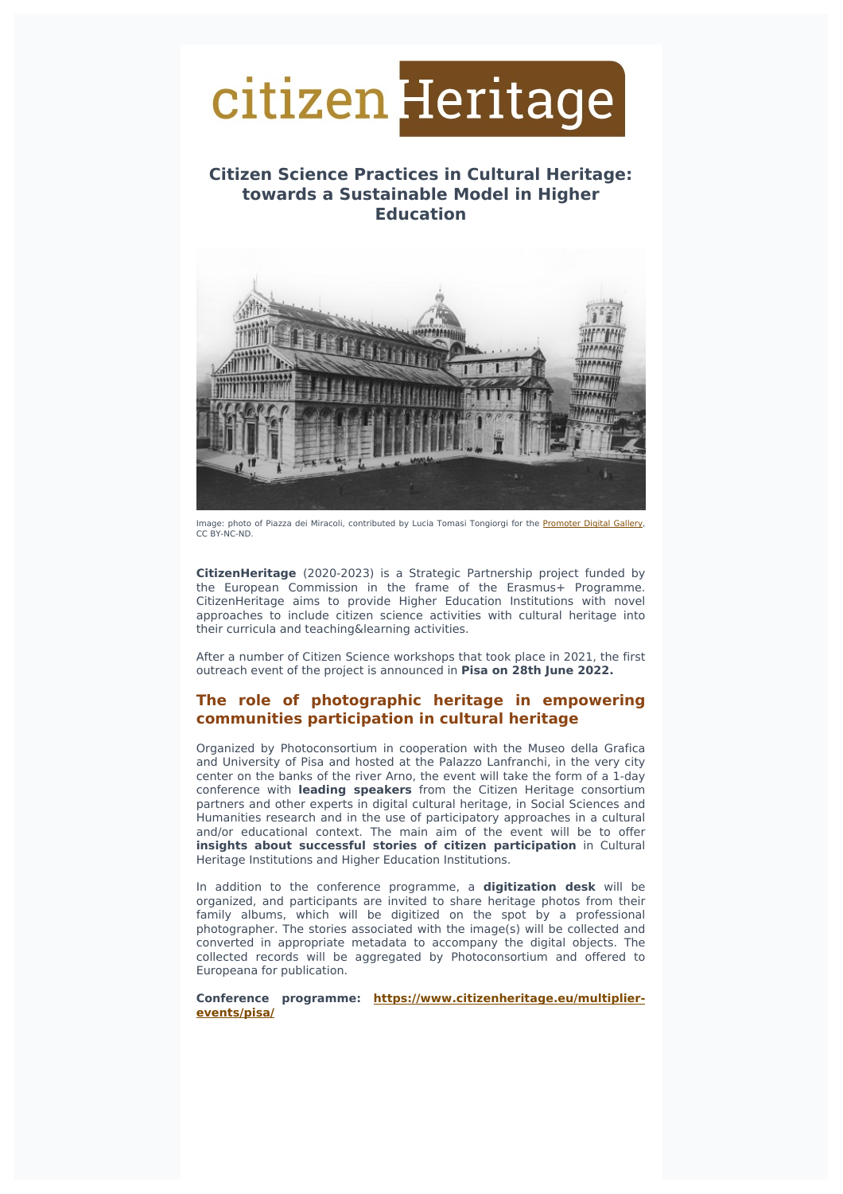citizen Heritage

## Citizen Science Practices in Cultural Heritage: towards a Sustainable Model in Higher Education

Image: photo of Piazza dei Miracoli, contributed by Lucia Tomasi Tongiorgi for the Promoter Digital Gallery, CC BY-NC-ND.

**CitizenHeritage** (2020-2023) is a Strategic Partnership project funded by the European Commission in the frame of the Erasmus+ Programme. CitizenHeritage aims to provide Higher Education Institutions with novel approaches to include citizen science activities with cultural heritage into their curricula and teaching&learning activities.

After a number of Citizen Science workshops that took place in 2021, the first outreach event of the project is announced in **Pisa on 28th June 2022.**

## The role of photographic heritage in empowering communities participation in cultural heritage

Organized by Photoconsortium in cooperation with the Museo della Grafica and University of Pisa and hosted at the Palazzo Lanfranchi, in the very city center on the banks of the river Arno, the event will take the form of a 1-day conference with **leading speakers** from the Citizen Heritage consortium partners and other experts in digital cultural heritage, in Social Sciences and Humanities research and in the use of participatory approaches in a cultural and/or educational context. The main aim of the event will be to offer **insights about successful stories of citizen participation** in Cultural Heritage Institutions and Higher Education Institutions.

In addition to the conference programme, a **digitization desk** will be organized, and participants are invited to share heritage photos from their family albums, which will be digitized on the spot by a professional photographer. The stories associated with the image(s) will be collected and converted in appropriate metadata to accompany the digital objects. The collected records will be aggregated by Photoconsortium and offered to Europeana for publication.

**Conference programme: https://www.citizenheritage.eu/multiplier-events/pisa/**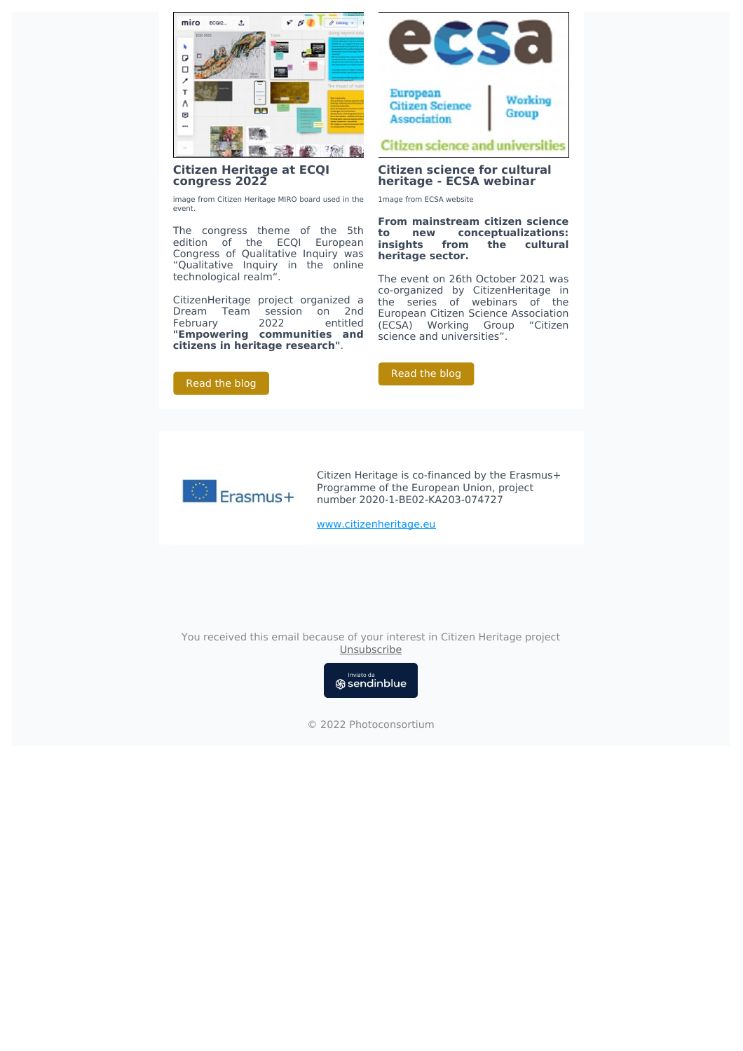### Citizen Heritage at ECQI congress 2022

image from Citizen Heritage MIRO board used in the event.

The congress theme of the 5th edition of the ECQI European Congress of Qualitative Inquiry was "Qualitative Inquiry in the online technological realm".

CitizenHeritage project organized a Dream Team session on 2nd February 2022 entitled **"Empowering communities and citizens in heritage research"**.

Read the blog

### Citizen science for cultural heritage - ECSA webinar

1mage from ECSA website

**From mainstream citizen science to new conceptualizations: insights from the cultural heritage sector.**

The event on 26th October 2021 was co-organized by CitizenHeritage in the series of webinars of the European Citizen Science Association (ECSA) Working Group "Citizen science and universities".

Read the blog

Erasmus+

Citizen Heritage is co-financed by the Erasmus+ Programme of the European Union, project number 2020-1-BE02-KA203-074727

www.citizenheritage.eu

You received this email because of your interest in Citizen Heritage project

Unsubscribe

Inviato da sendinblue

© 2022 Photoconsortium